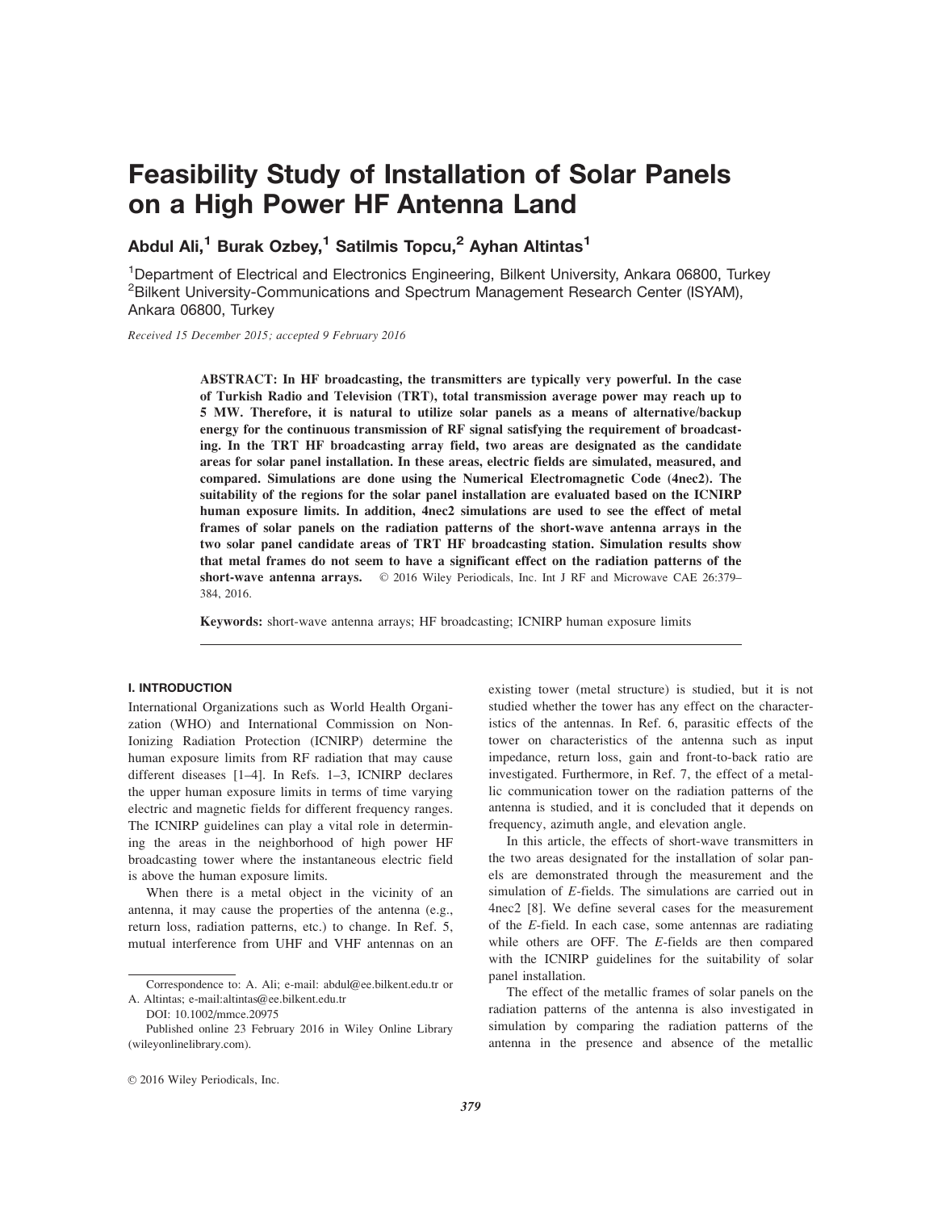# Feasibility Study of Installation of Solar Panels on a High Power HF Antenna Land

**Abdul Ali,[1] Burak Ozbey,[1] Satilmis Topcu,[2] Ayhan Altintas[1]**

[1]Department of Electrical and Electronics Engineering, Bilkent University, Ankara 06800, Turkey
[2]Bilkent University-Communications and Spectrum Management Research Center (ISYAM), Ankara 06800, Turkey

*Received 15 December 2015; accepted 9 February 2016*

**ABSTRACT: In HF broadcasting, the transmitters are typically very powerful. In the case of Turkish Radio and Television (TRT), total transmission average power may reach up to 5 MW. Therefore, it is natural to utilize solar panels as a means of alternative/backup energy for the continuous transmission of RF signal satisfying the requirement of broadcasting. In the TRT HF broadcasting array field, two areas are designated as the candidate areas for solar panel installation. In these areas, electric fields are simulated, measured, and compared. Simulations are done using the Numerical Electromagnetic Code (4nec2). The suitability of the regions for the solar panel installation are evaluated based on the ICNIRP human exposure limits. In addition, 4nec2 simulations are used to see the effect of metal frames of solar panels on the radiation patterns of the short-wave antenna arrays in the two solar panel candidate areas of TRT HF broadcasting station. Simulation results show that metal frames do not seem to have a significant effect on the radiation patterns of the short-wave antenna arrays.** © 2016 Wiley Periodicals, Inc. Int J RF and Microwave CAE 26:379–384, 2016.

**Keywords:** short-wave antenna arrays; HF broadcasting; ICNIRP human exposure limits

## I. INTRODUCTION

International Organizations such as World Health Organization (WHO) and International Commission on Non-Ionizing Radiation Protection (ICNIRP) determine the human exposure limits from RF radiation that may cause different diseases [1–4]. In Refs. 1–3, ICNIRP declares the upper human exposure limits in terms of time varying electric and magnetic fields for different frequency ranges. The ICNIRP guidelines can play a vital role in determining the areas in the neighborhood of high power HF broadcasting tower where the instantaneous electric field is above the human exposure limits.

When there is a metal object in the vicinity of an antenna, it may cause the properties of the antenna (e.g., return loss, radiation patterns, etc.) to change. In Ref. 5, mutual interference from UHF and VHF antennas on an existing tower (metal structure) is studied, but it is not studied whether the tower has any effect on the characteristics of the antennas. In Ref. 6, parasitic effects of the tower on characteristics of the antenna such as input impedance, return loss, gain and front-to-back ratio are investigated. Furthermore, in Ref. 7, the effect of a metallic communication tower on the radiation patterns of the antenna is studied, and it is concluded that it depends on frequency, azimuth angle, and elevation angle.

In this article, the effects of short-wave transmitters in the two areas designated for the installation of solar panels are demonstrated through the measurement and the simulation of *E*-fields. The simulations are carried out in 4nec2 [8]. We define several cases for the measurement of the *E*-field. In each case, some antennas are radiating while others are OFF. The *E*-fields are then compared with the ICNIRP guidelines for the suitability of solar panel installation.

The effect of the metallic frames of solar panels on the radiation patterns of the antenna is also investigated in simulation by comparing the radiation patterns of the antenna in the presence and absence of the metallic

Correspondence to: A. Ali; e-mail: abdul@ee.bilkent.edu.tr or A. Altintas; e-mail:altintas@ee.bilkent.edu.tr

DOI: 10.1002/mmce.20975

Published online 23 February 2016 in Wiley Online Library (wileyonlinelibrary.com).

© 2016 Wiley Periodicals, Inc.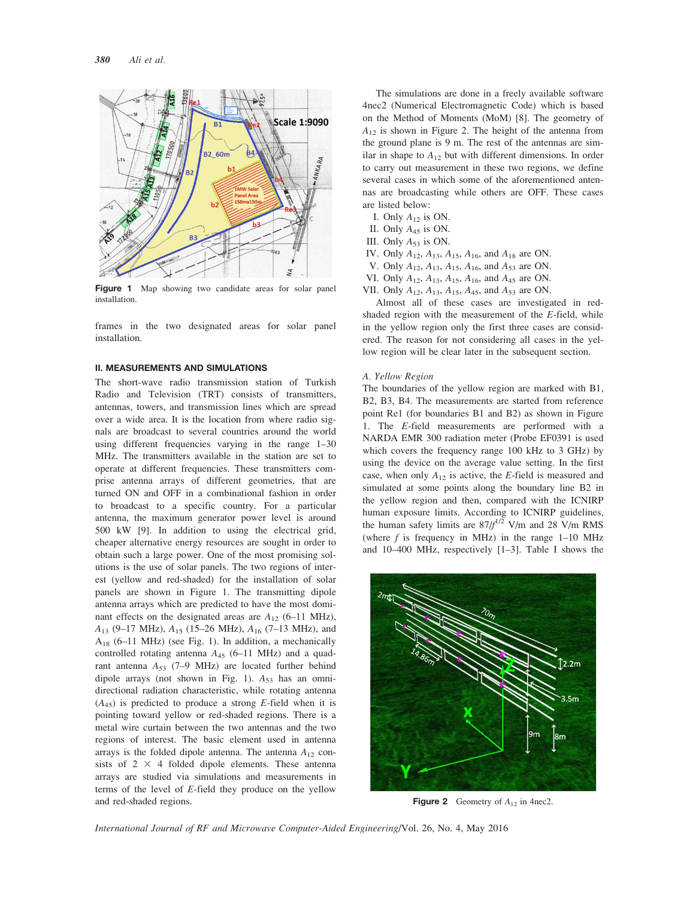Figure 1 Map showing two candidate areas for solar panel installation.

frames in the two designated areas for solar panel installation.

## II. MEASUREMENTS AND SIMULATIONS

The short-wave radio transmission station of Turkish Radio and Television (TRT) consists of transmitters, antennas, towers, and transmission lines which are spread over a wide area. It is the location from where radio signals are broadcast to several countries around the world using different frequencies varying in the range 1–30 MHz. The transmitters available in the station are set to operate at different frequencies. These transmitters comprise antenna arrays of different geometries, that are turned ON and OFF in a combinational fashion in order to broadcast to a specific country. For a particular antenna, the maximum generator power level is around 500 kW [9]. In addition to using the electrical grid, cheaper alternative energy resources are sought in order to obtain such a large power. One of the most promising solutions is the use of solar panels. The two regions of interest (yellow and red-shaded) for the installation of solar panels are shown in Figure 1. The transmitting dipole antenna arrays which are predicted to have the most dominant effects on the designated areas are $A_{12}$ (6–11 MHz), $A_{13}$ (9–17 MHz), $A_{15}$ (15–26 MHz), $A_{16}$ (7–13 MHz), and $A_{18}$ (6–11 MHz) (see Fig. 1). In addition, a mechanically controlled rotating antenna $A_{45}$ (6–11 MHz) and a quadrant antenna $A_{53}$ (7–9 MHz) are located further behind dipole arrays (not shown in Fig. 1). $A_{53}$ has an omnidirectional radiation characteristic, while rotating antenna ($A_{45}$) is predicted to produce a strong $E$-field when it is pointing toward yellow or red-shaded regions. There is a metal wire curtain between the two antennas and the two regions of interest. The basic element used in antenna arrays is the folded dipole antenna. The antenna $A_{12}$ consists of 2 × 4 folded dipole elements. These antenna arrays are studied via simulations and measurements in terms of the level of $E$-field they produce on the yellow and red-shaded regions.

The simulations are done in a freely available software 4nec2 (Numerical Electromagnetic Code) which is based on the Method of Moments (MoM) [8]. The geometry of $A_{12}$ is shown in Figure 2. The height of the antenna from the ground plane is 9 m. The rest of the antennas are similar in shape to $A_{12}$ but with different dimensions. In order to carry out measurement in these two regions, we define several cases in which some of the aforementioned antennas are broadcasting while others are OFF. These cases are listed below:

I. Only $A_{12}$ is ON.
II. Only $A_{45}$ is ON.
III. Only $A_{53}$ is ON.
IV. Only $A_{12}$, $A_{13}$, $A_{15}$, $A_{16}$, and $A_{18}$ are ON.
V. Only $A_{12}$, $A_{13}$, $A_{15}$, $A_{16}$, and $A_{53}$ are ON.
VI. Only $A_{12}$, $A_{13}$, $A_{15}$, $A_{16}$, and $A_{45}$ are ON.
VII. Only $A_{12}$, $A_{13}$, $A_{15}$, $A_{45}$, and $A_{53}$ are ON.

Almost all of these cases are investigated in red-shaded region with the measurement of the $E$-field, while in the yellow region only the first three cases are considered. The reason for not considering all cases in the yellow region will be clear later in the subsequent section.

### A. Yellow Region

The boundaries of the yellow region are marked with B1, B2, B3, B4. The measurements are started from reference point Re1 (for boundaries B1 and B2) as shown in Figure 1. The $E$-field measurements are performed with a NARDA EMR 300 radiation meter (Probe EF0391 is used which covers the frequency range 100 kHz to 3 GHz) by using the device on the average value setting. In the first case, when only $A_{12}$ is active, the $E$-field is measured and simulated at some points along the boundary line B2 in the yellow region and then, compared with the ICNIRP human exposure limits. According to ICNIRP guidelines, the human safety limits are $87/f^{1/2}$ V/m and 28 V/m RMS (where $f$ is frequency in MHz) in the range 1–10 MHz and 10–400 MHz, respectively [1–3]. Table I shows the

Figure 2 Geometry of $A_{12}$ in 4nec2.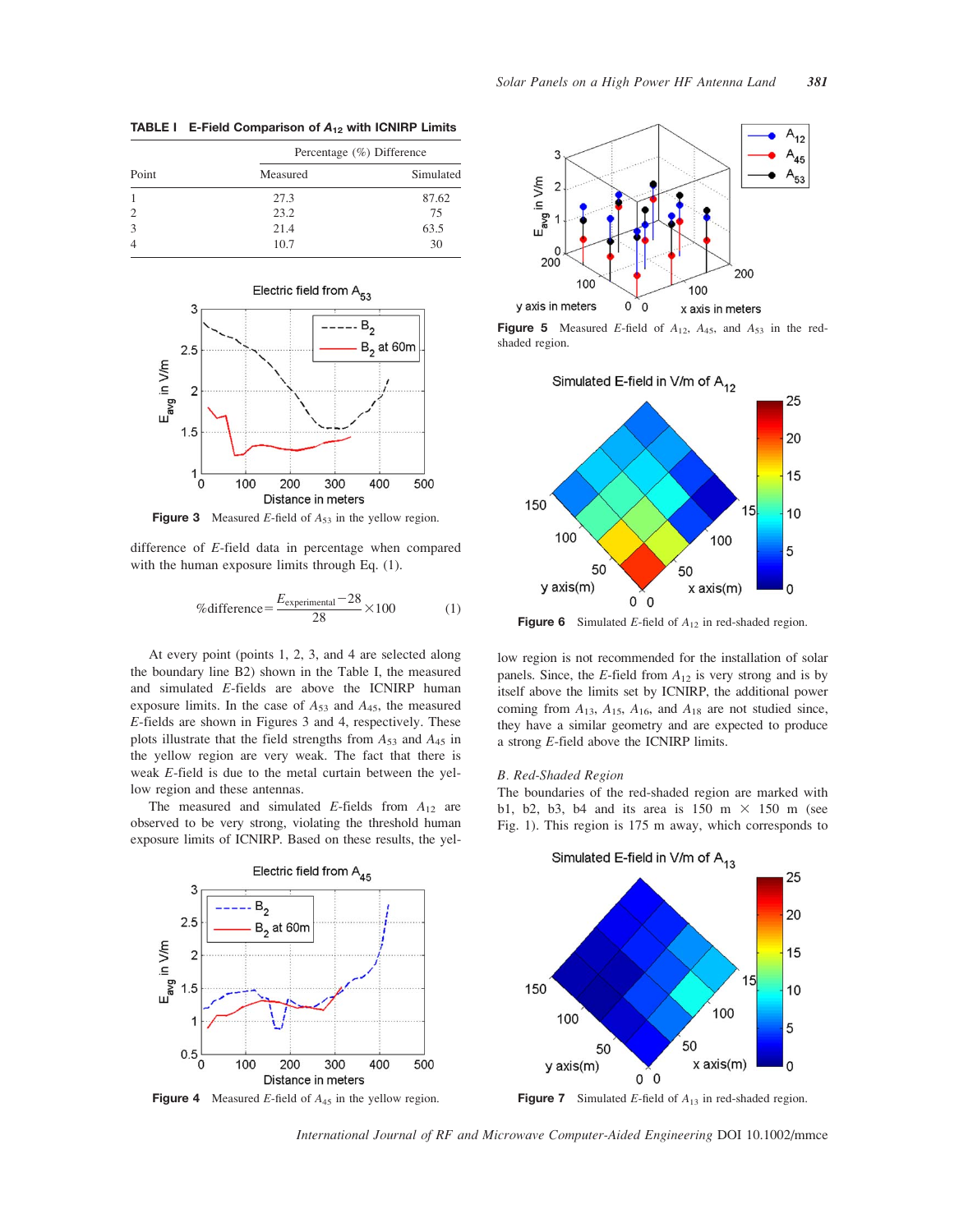**TABLE I E-Field Comparison of $A_{12}$ with ICNIRP Limits**

| Point | Percentage (%) Difference | |
|---|---|---|
| | Measured | Simulated |
| 1 | 27.3 | 87.62 |
| 2 | 23.2 | 75 |
| 3 | 21.4 | 63.5 |
| 4 | 10.7 | 30 |

**Figure 3** Measured *E*-field of $A_{53}$ in the yellow region.

difference of *E*-field data in percentage when compared with the human exposure limits through Eq. (1).

$$\%\text{difference} = \frac{E_{\text{experimental}} - 28}{28} \times 100 \tag{1}$$

At every point (points 1, 2, 3, and 4 are selected along the boundary line B2) shown in the Table I, the measured and simulated *E*-fields are above the ICNIRP human exposure limits. In the case of $A_{53}$ and $A_{45}$, the measured *E*-fields are shown in Figures 3 and 4, respectively. These plots illustrate that the field strengths from $A_{53}$ and $A_{45}$ in the yellow region are very weak. The fact that there is weak *E*-field is due to the metal curtain between the yellow region and these antennas.

The measured and simulated *E*-fields from $A_{12}$ are observed to be very strong, violating the threshold human exposure limits of ICNIRP. Based on these results, the yellow region is not recommended for the installation of solar panels. Since, the *E*-field from $A_{12}$ is very strong and is by itself above the limits set by ICNIRP, the additional power coming from $A_{13}$, $A_{15}$, $A_{16}$, and $A_{18}$ are not studied since, they have a similar geometry and are expected to produce a strong *E*-field above the ICNIRP limits.

**Figure 4** Measured *E*-field of $A_{45}$ in the yellow region.

**Figure 5** Measured *E*-field of $A_{12}$, $A_{45}$, and $A_{53}$ in the red-shaded region.

**Figure 6** Simulated *E*-field of $A_{12}$ in red-shaded region.

### *B. Red-Shaded Region*

The boundaries of the red-shaded region are marked with b1, b2, b3, b4 and its area is 150 m × 150 m (see Fig. 1). This region is 175 m away, which corresponds to

**Figure 7** Simulated *E*-field of $A_{13}$ in red-shaded region.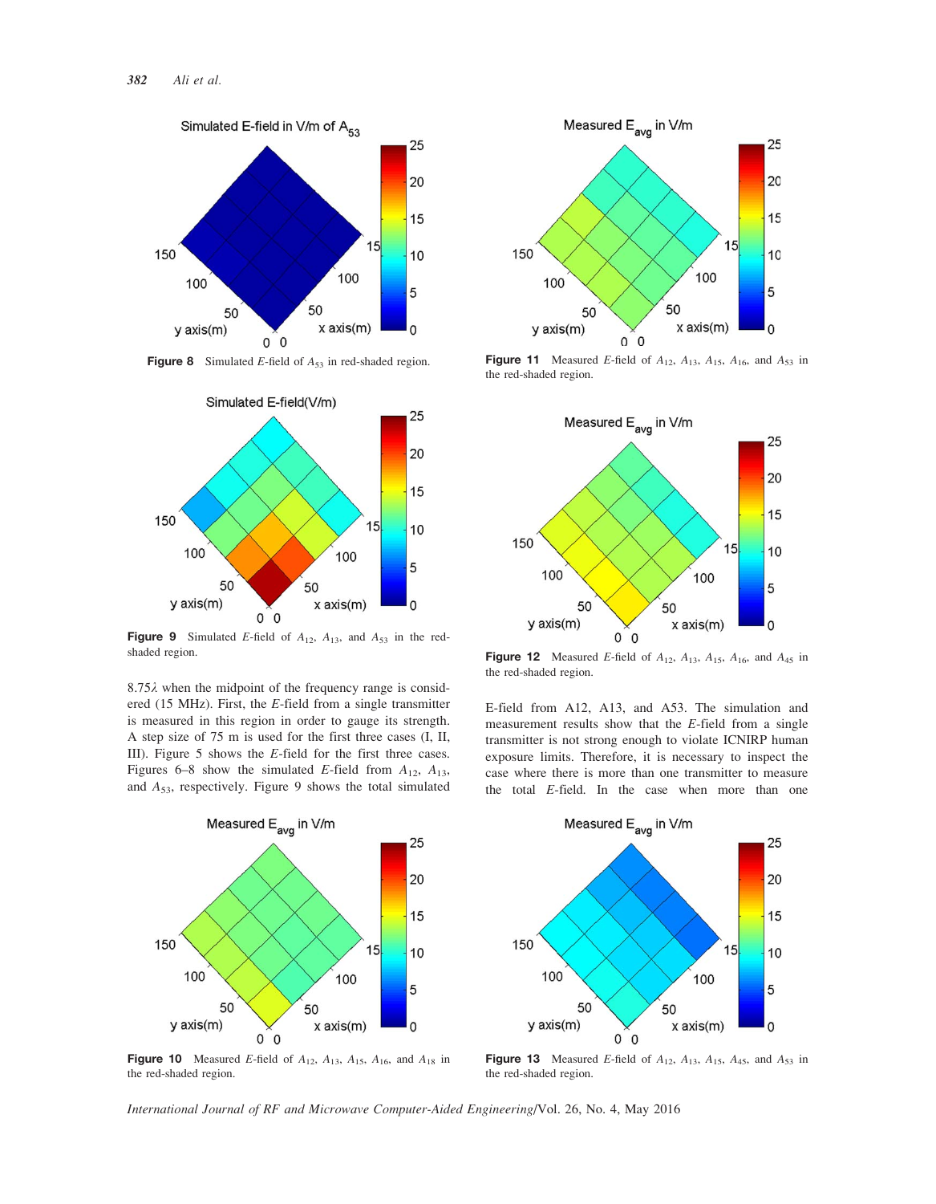Figure 8 Simulated *E*-field of $A_{53}$ in red-shaded region.

Figure 9 Simulated *E*-field of $A_{12}$, $A_{13}$, and $A_{53}$ in the red-shaded region.

$8.75\lambda$ when the midpoint of the frequency range is considered (15 MHz). First, the *E*-field from a single transmitter is measured in this region in order to gauge its strength. A step size of 75 m is used for the first three cases (I, II, III). Figure 5 shows the *E*-field for the first three cases. Figures 6–8 show the simulated *E*-field from $A_{12}$, $A_{13}$, and $A_{53}$, respectively. Figure 9 shows the total simulated E-field from A12, A13, and A53. The simulation and measurement results show that the *E*-field from a single transmitter is not strong enough to violate ICNIRP human exposure limits. Therefore, it is necessary to inspect the case where there is more than one transmitter to measure the total *E*-field. In the case when more than one

Figure 11 Measured *E*-field of $A_{12}$, $A_{13}$, $A_{15}$, $A_{16}$, and $A_{53}$ in the red-shaded region.

Figure 12 Measured *E*-field of $A_{12}$, $A_{13}$, $A_{15}$, $A_{16}$, and $A_{45}$ in the red-shaded region.

Figure 10 Measured *E*-field of $A_{12}$, $A_{13}$, $A_{15}$, $A_{16}$, and $A_{18}$ in the red-shaded region.

Figure 13 Measured *E*-field of $A_{12}$, $A_{13}$, $A_{15}$, $A_{45}$, and $A_{53}$ in the red-shaded region.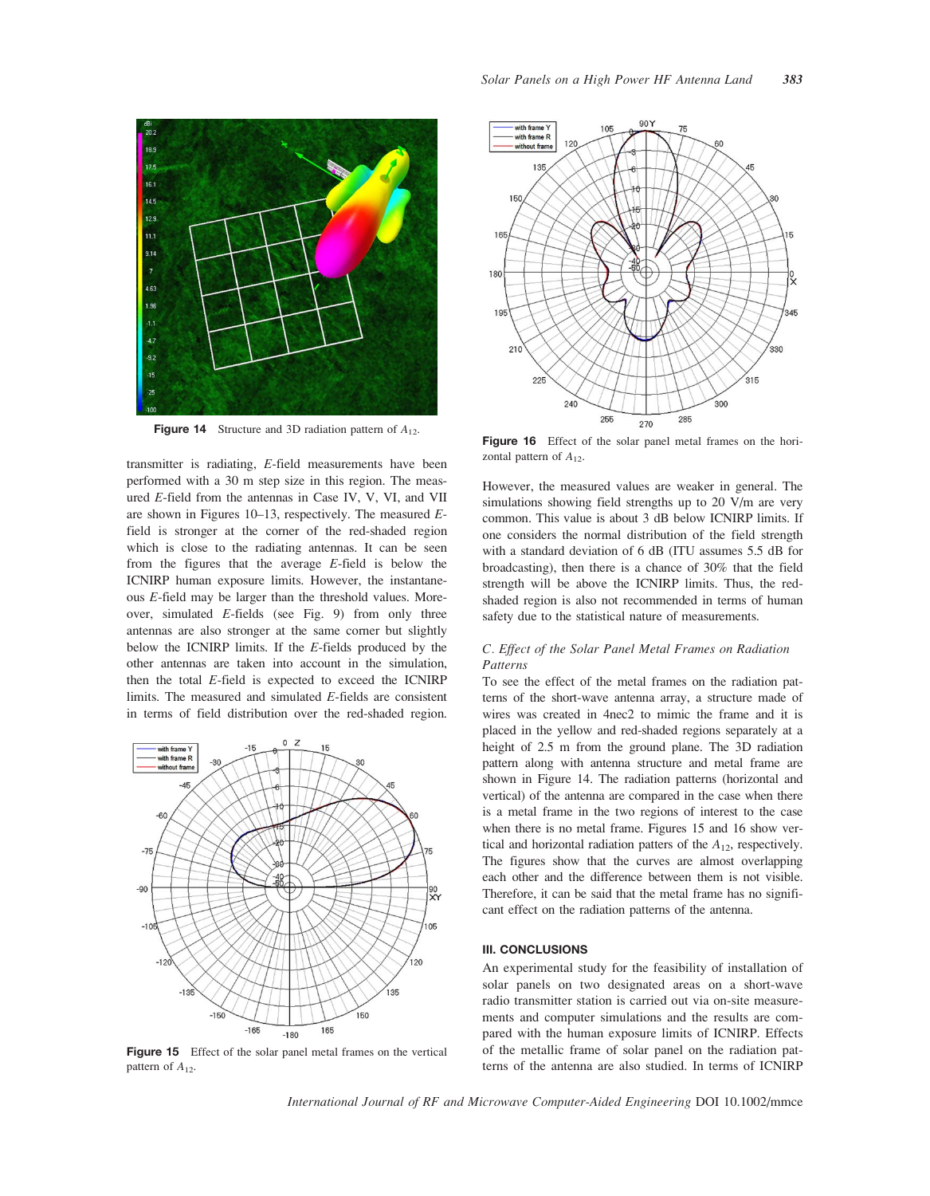Figure 14 Structure and 3D radiation pattern of $A_{12}$.

transmitter is radiating, *E*-field measurements have been performed with a 30 m step size in this region. The measured *E*-field from the antennas in Case IV, V, VI, and VII are shown in Figures 10–13, respectively. The measured *E*-field is stronger at the corner of the red-shaded region which is close to the radiating antennas. It can be seen from the figures that the average *E*-field is below the ICNIRP human exposure limits. However, the instantaneous *E*-field may be larger than the threshold values. Moreover, simulated *E*-fields (see Fig. 9) from only three antennas are also stronger at the same corner but slightly below the ICNIRP limits. If the *E*-fields produced by the other antennas are taken into account in the simulation, then the total *E*-field is expected to exceed the ICNIRP limits. The measured and simulated *E*-fields are consistent in terms of field distribution over the red-shaded region.

Figure 15 Effect of the solar panel metal frames on the vertical pattern of $A_{12}$.

Figure 16 Effect of the solar panel metal frames on the horizontal pattern of $A_{12}$.

However, the measured values are weaker in general. The simulations showing field strengths up to 20 V/m are very common. This value is about 3 dB below ICNIRP limits. If one considers the normal distribution of the field strength with a standard deviation of 6 dB (ITU assumes 5.5 dB for broadcasting), then there is a chance of 30% that the field strength will be above the ICNIRP limits. Thus, the red-shaded region is also not recommended in terms of human safety due to the statistical nature of measurements.

### C. Effect of the Solar Panel Metal Frames on Radiation Patterns

To see the effect of the metal frames on the radiation patterns of the short-wave antenna array, a structure made of wires was created in 4nec2 to mimic the frame and it is placed in the yellow and red-shaded regions separately at a height of 2.5 m from the ground plane. The 3D radiation pattern along with antenna structure and metal frame are shown in Figure 14. The radiation patterns (horizontal and vertical) of the antenna are compared in the case when there is a metal frame in the two regions of interest to the case when there is no metal frame. Figures 15 and 16 show vertical and horizontal radiation patters of the $A_{12}$, respectively. The figures show that the curves are almost overlapping each other and the difference between them is not visible. Therefore, it can be said that the metal frame has no significant effect on the radiation patterns of the antenna.

## III. CONCLUSIONS

An experimental study for the feasibility of installation of solar panels on two designated areas on a short-wave radio transmitter station is carried out via on-site measurements and computer simulations and the results are compared with the human exposure limits of ICNIRP. Effects of the metallic frame of solar panel on the radiation patterns of the antenna are also studied. In terms of ICNIRP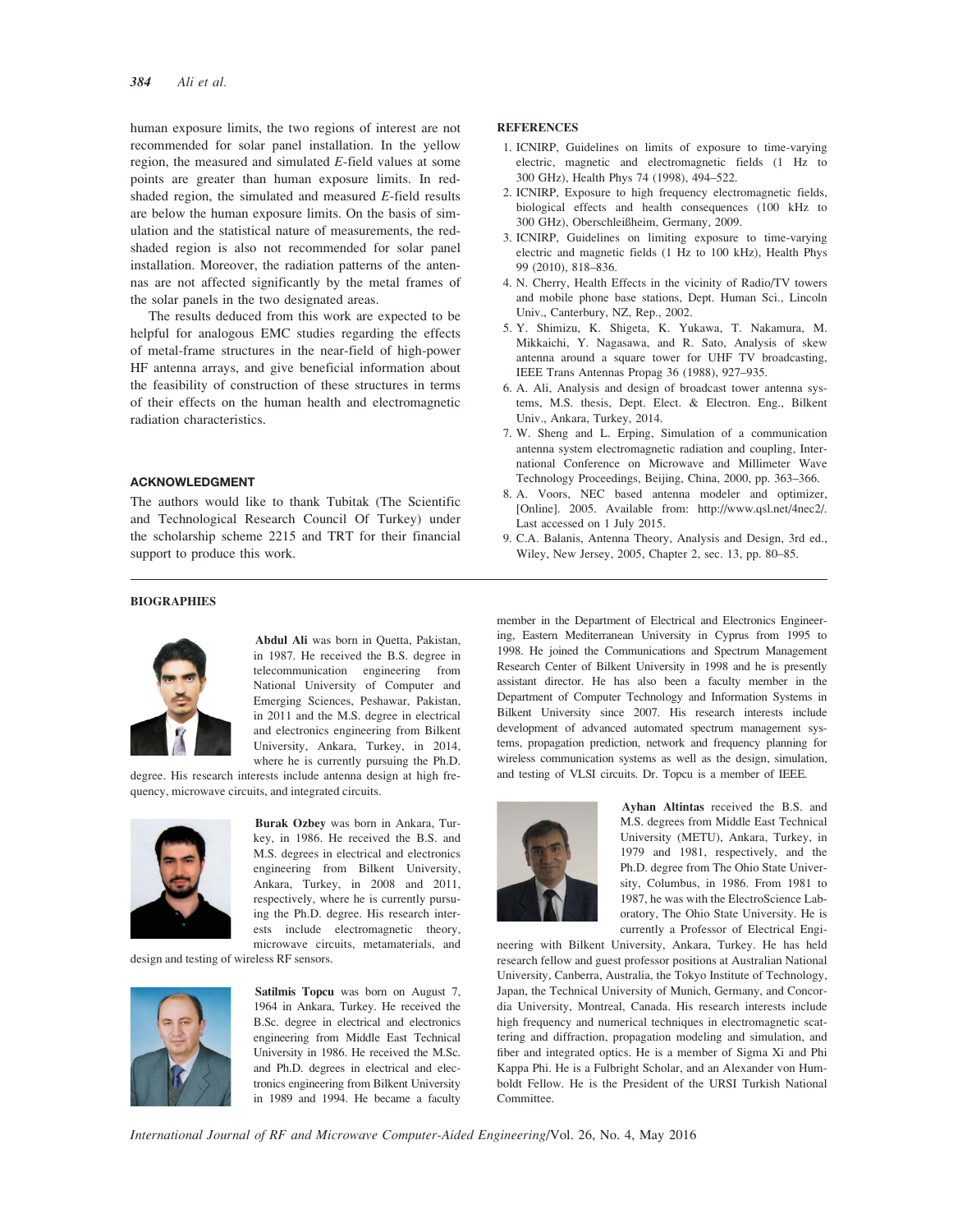human exposure limits, the two regions of interest are not recommended for solar panel installation. In the yellow region, the measured and simulated *E*-field values at some points are greater than human exposure limits. In red-shaded region, the simulated and measured *E*-field results are below the human exposure limits. On the basis of simulation and the statistical nature of measurements, the red-shaded region is also not recommended for solar panel installation. Moreover, the radiation patterns of the antennas are not affected significantly by the metal frames of the solar panels in the two designated areas.

The results deduced from this work are expected to be helpful for analogous EMC studies regarding the effects of metal-frame structures in the near-field of high-power HF antenna arrays, and give beneficial information about the feasibility of construction of these structures in terms of their effects on the human health and electromagnetic radiation characteristics.

## ACKNOWLEDGMENT

The authors would like to thank Tubitak (The Scientific and Technological Research Council Of Turkey) under the scholarship scheme 2215 and TRT for their financial support to produce this work.

## REFERENCES

1. ICNIRP, Guidelines on limits of exposure to time-varying electric, magnetic and electromagnetic fields (1 Hz to 300 GHz), Health Phys 74 (1998), 494–522.
2. ICNIRP, Exposure to high frequency electromagnetic fields, biological effects and health consequences (100 kHz to 300 GHz), Oberschleißheim, Germany, 2009.
3. ICNIRP, Guidelines on limiting exposure to time-varying electric and magnetic fields (1 Hz to 100 kHz), Health Phys 99 (2010), 818–836.
4. N. Cherry, Health Effects in the vicinity of Radio/TV towers and mobile phone base stations, Dept. Human Sci., Lincoln Univ., Canterbury, NZ, Rep., 2002.
5. Y. Shimizu, K. Shigeta, K. Yukawa, T. Nakamura, M. Mikkaichi, Y. Nagasawa, and R. Sato, Analysis of skew antenna around a square tower for UHF TV broadcasting, IEEE Trans Antennas Propag 36 (1988), 927–935.
6. A. Ali, Analysis and design of broadcast tower antenna systems, M.S. thesis, Dept. Elect. & Electron. Eng., Bilkent Univ., Ankara, Turkey, 2014.
7. W. Sheng and L. Erping, Simulation of a communication antenna system electromagnetic radiation and coupling, International Conference on Microwave and Millimeter Wave Technology Proceedings, Beijing, China, 2000, pp. 363–366.
8. A. Voors, NEC based antenna modeler and optimizer, [Online]. 2005. Available from: http://www.qsl.net/4nec2/. Last accessed on 1 July 2015.
9. C.A. Balanis, Antenna Theory, Analysis and Design, 3rd ed., Wiley, New Jersey, 2005, Chapter 2, sec. 13, pp. 80–85.

## BIOGRAPHIES

**Abdul Ali** was born in Quetta, Pakistan, in 1987. He received the B.S. degree in telecommunication engineering from National University of Computer and Emerging Sciences, Peshawar, Pakistan, in 2011 and the M.S. degree in electrical and electronics engineering from Bilkent University, Ankara, Turkey, in 2014, where he is currently pursuing the Ph.D. degree. His research interests include antenna design at high frequency, microwave circuits, and integrated circuits.

**Burak Ozbey** was born in Ankara, Turkey, in 1986. He received the B.S. and M.S. degrees in electrical and electronics engineering from Bilkent University, Ankara, Turkey, in 2008 and 2011, respectively, where he is currently pursuing the Ph.D. degree. His research interests include electromagnetic theory, microwave circuits, metamaterials, and design and testing of wireless RF sensors.

**Satilmis Topcu** was born on August 7, 1964 in Ankara, Turkey. He received the B.Sc. degree in electrical and electronics engineering from Middle East Technical University in 1986. He received the M.Sc. and Ph.D. degrees in electrical and electronics engineering from Bilkent University in 1989 and 1994. He became a faculty member in the Department of Electrical and Electronics Engineering, Eastern Mediterranean University in Cyprus from 1995 to 1998. He joined the Communications and Spectrum Management Research Center of Bilkent University in 1998 and he is presently assistant director. He has also been a faculty member in the Department of Computer Technology and Information Systems in Bilkent University since 2007. His research interests include development of advanced automated spectrum management systems, propagation prediction, network and frequency planning for wireless communication systems as well as the design, simulation, and testing of VLSI circuits. Dr. Topcu is a member of IEEE.

**Ayhan Altintas** received the B.S. and M.S. degrees from Middle East Technical University (METU), Ankara, Turkey, in 1979 and 1981, respectively, and the Ph.D. degree from The Ohio State University, Columbus, in 1986. From 1981 to 1987, he was with the ElectroScience Laboratory, The Ohio State University. He is currently a Professor of Electrical Engineering with Bilkent University, Ankara, Turkey. He has held research fellow and guest professor positions at Australian National University, Canberra, Australia, the Tokyo Institute of Technology, Japan, the Technical University of Munich, Germany, and Concordia University, Montreal, Canada. His research interests include high frequency and numerical techniques in electromagnetic scattering and diffraction, propagation modeling and simulation, and fiber and integrated optics. He is a member of Sigma Xi and Phi Kappa Phi. He is a Fulbright Scholar, and an Alexander von Humboldt Fellow. He is the President of the URSI Turkish National Committee.